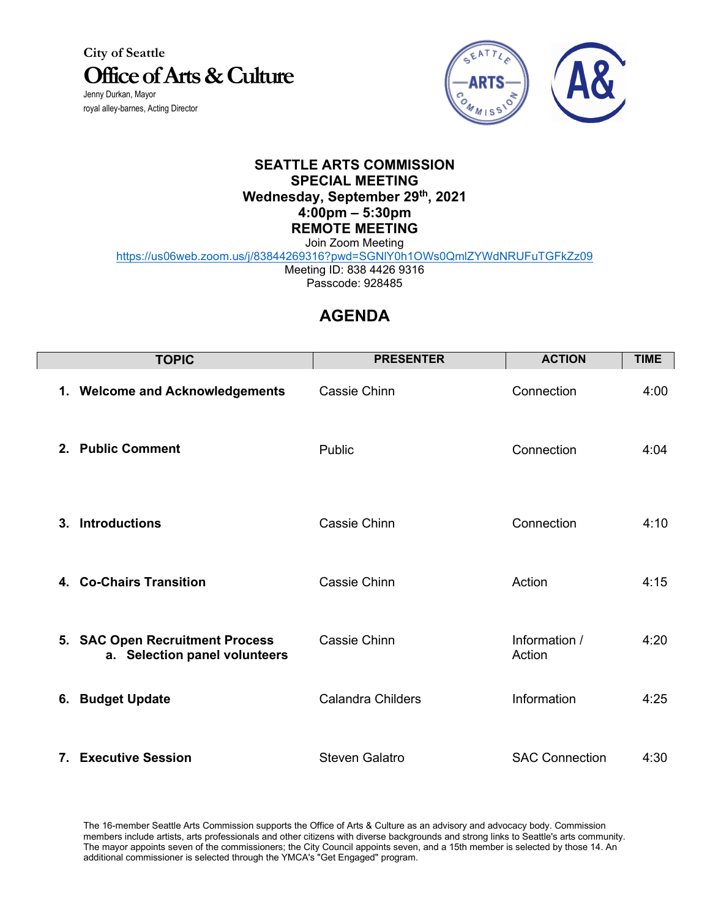City of Seattle

# Office of Arts & Culture

Jenny Durkan, Mayor
royal alley-barnes, Acting Director

## SEATTLE ARTS COMMISSION
## SPECIAL MEETING
## Wednesday, September 29th, 2021
## 4:00pm – 5:30pm
## REMOTE MEETING

Join Zoom Meeting
https://us06web.zoom.us/j/83844269316?pwd=SGNlY0h1OWs0QmlZYWdNRUFuTGFkZz09
Meeting ID: 838 4426 9316
Passcode: 928485

# AGENDA

| TOPIC | PRESENTER | ACTION | TIME |
|---|---|---|---|
| **1. Welcome and Acknowledgements** | Cassie Chinn | Connection | 4:00 |
| **2. Public Comment** | Public | Connection | 4:04 |
| **3. Introductions** | Cassie Chinn | Connection | 4:10 |
| **4. Co-Chairs Transition** | Cassie Chinn | Action | 4:15 |
| **5. SAC Open Recruitment Process**<br>**a. Selection panel volunteers** | Cassie Chinn | Information / Action | 4:20 |
| **6. Budget Update** | Calandra Childers | Information | 4:25 |
| **7. Executive Session** | Steven Galatro | SAC Connection | 4:30 |

The 16-member Seattle Arts Commission supports the Office of Arts & Culture as an advisory and advocacy body. Commission members include artists, arts professionals and other citizens with diverse backgrounds and strong links to Seattle's arts community. The mayor appoints seven of the commissioners; the City Council appoints seven, and a 15th member is selected by those 14. An additional commissioner is selected through the YMCA's "Get Engaged" program.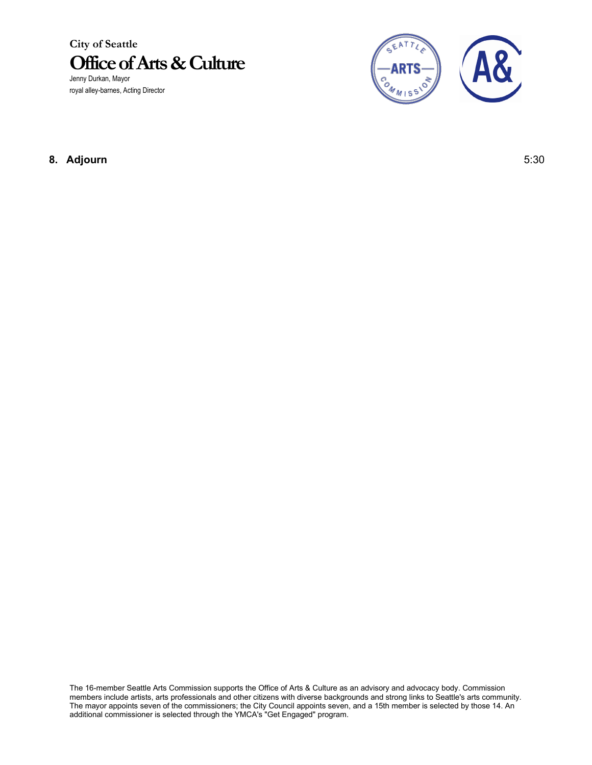City of Seattle

**Office of Arts & Culture**

Jenny Durkan, Mayor

royal alley-barnes, Acting Director

**8. Adjourn** 5:30

The 16-member Seattle Arts Commission supports the Office of Arts & Culture as an advisory and advocacy body. Commission members include artists, arts professionals and other citizens with diverse backgrounds and strong links to Seattle's arts community. The mayor appoints seven of the commissioners; the City Council appoints seven, and a 15th member is selected by those 14. An additional commissioner is selected through the YMCA's "Get Engaged" program.